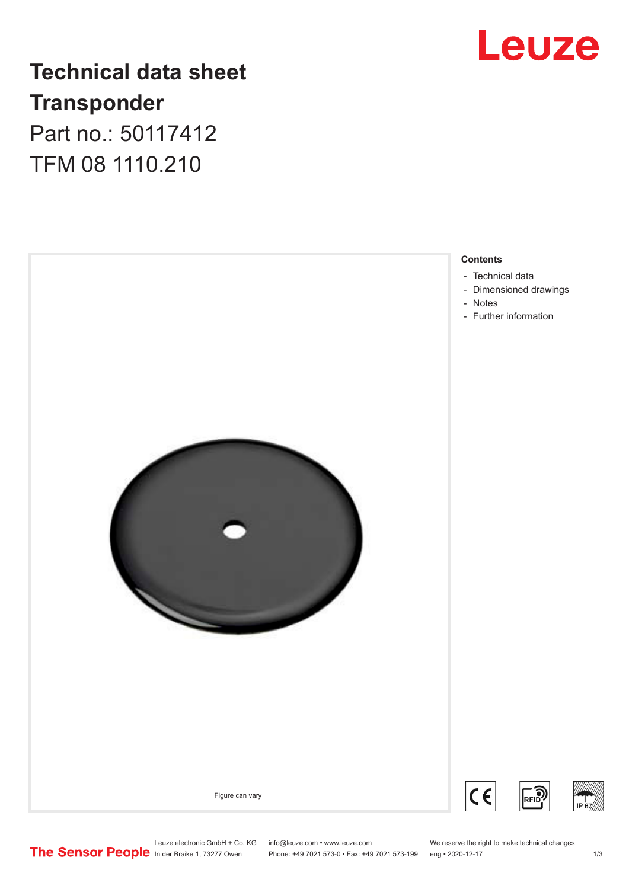# Technical data sheet Transponder

Part no.: 50117412

TFM 08 1110.210

Figure can vary

**Contents**

- Technical data
- Dimensioned drawings
- Notes
- Further information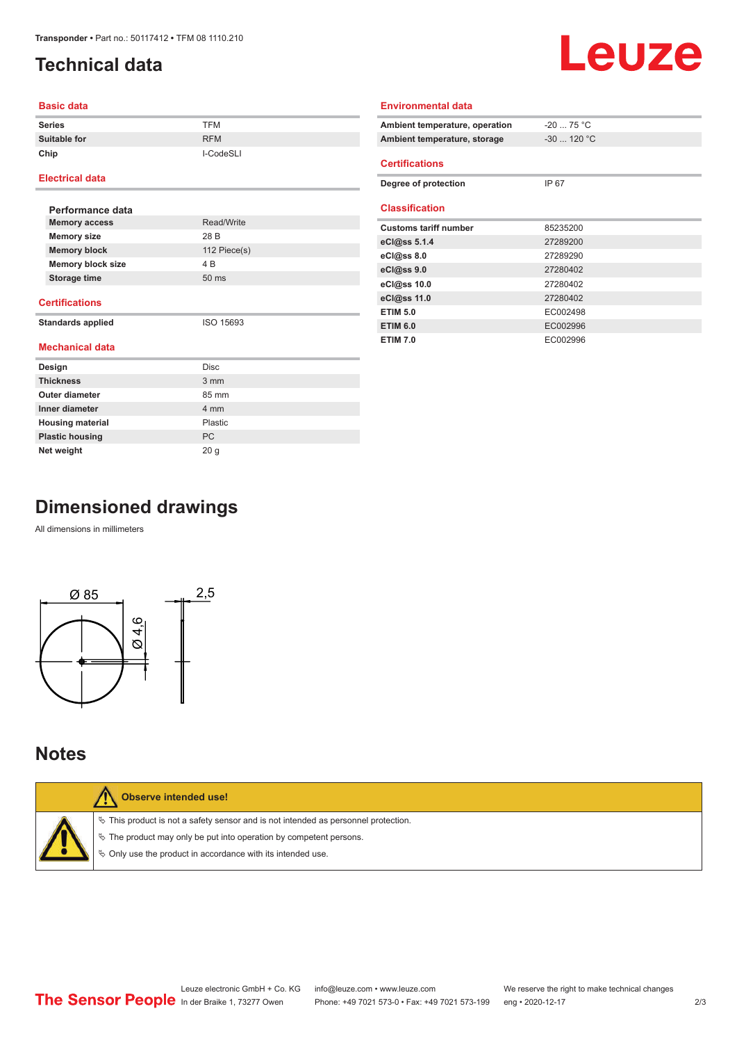# Technical data

## Basic data

| | |
|---|---|
| Series | TFM |
| Suitable for | RFM |
| Chip | I-CodeSLI |

## Electrical data

### Performance data

| | |
|---|---|
| Memory access | Read/Write |
| Memory size | 28 B |
| Memory block | 112 Piece(s) |
| Memory block size | 4 B |
| Storage time | 50 ms |

## Certifications

| | |
|---|---|
| Standards applied | ISO 15693 |

## Mechanical data

| | |
|---|---|
| Design | Disc |
| Thickness | 3 mm |
| Outer diameter | 85 mm |
| Inner diameter | 4 mm |
| Housing material | Plastic |
| Plastic housing | PC |
| Net weight | 20 g |

## Environmental data

| | |
|---|---|
| Ambient temperature, operation | -20 ... 75 °C |
| Ambient temperature, storage | -30 ... 120 °C |

## Certifications

| | |
|---|---|
| Degree of protection | IP 67 |

## Classification

| | |
|---|---|
| Customs tariff number | 85235200 |
| eCl@ss 5.1.4 | 27289200 |
| eCl@ss 8.0 | 27289290 |
| eCl@ss 9.0 | 27280402 |
| eCl@ss 10.0 | 27280402 |
| eCl@ss 11.0 | 27280402 |
| ETIM 5.0 | EC002498 |
| ETIM 6.0 | EC002996 |
| ETIM 7.0 | EC002996 |

# Dimensioned drawings

All dimensions in millimeters

Ø 85

Ø 4,6

2,5

# Notes

**Observe intended use!**

- This product is not a safety sensor and is not intended as personnel protection.
- The product may only be put into operation by competent persons.
- Only use the product in accordance with its intended use.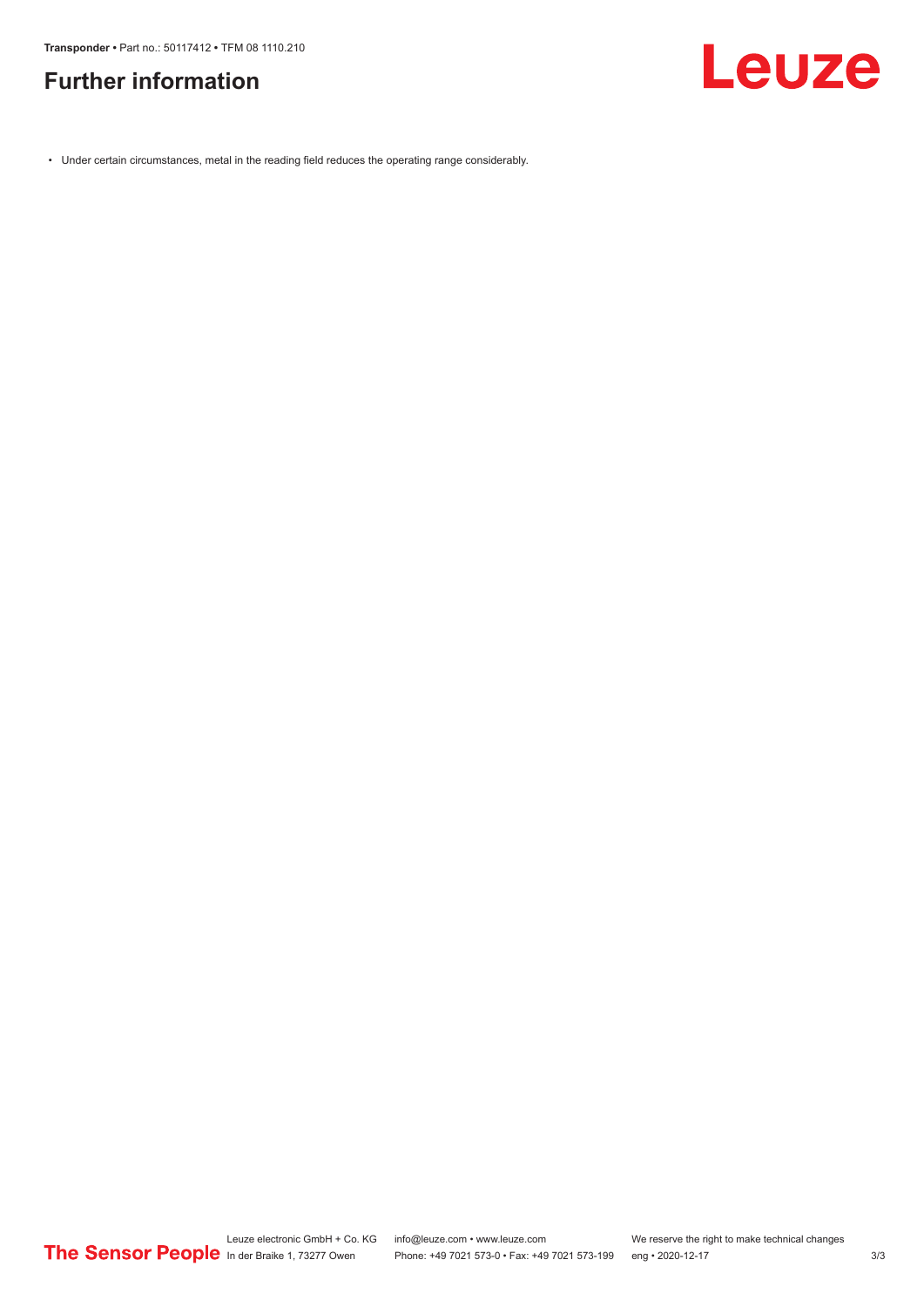## Further information

- Under certain circumstances, metal in the reading field reduces the operating range considerably.